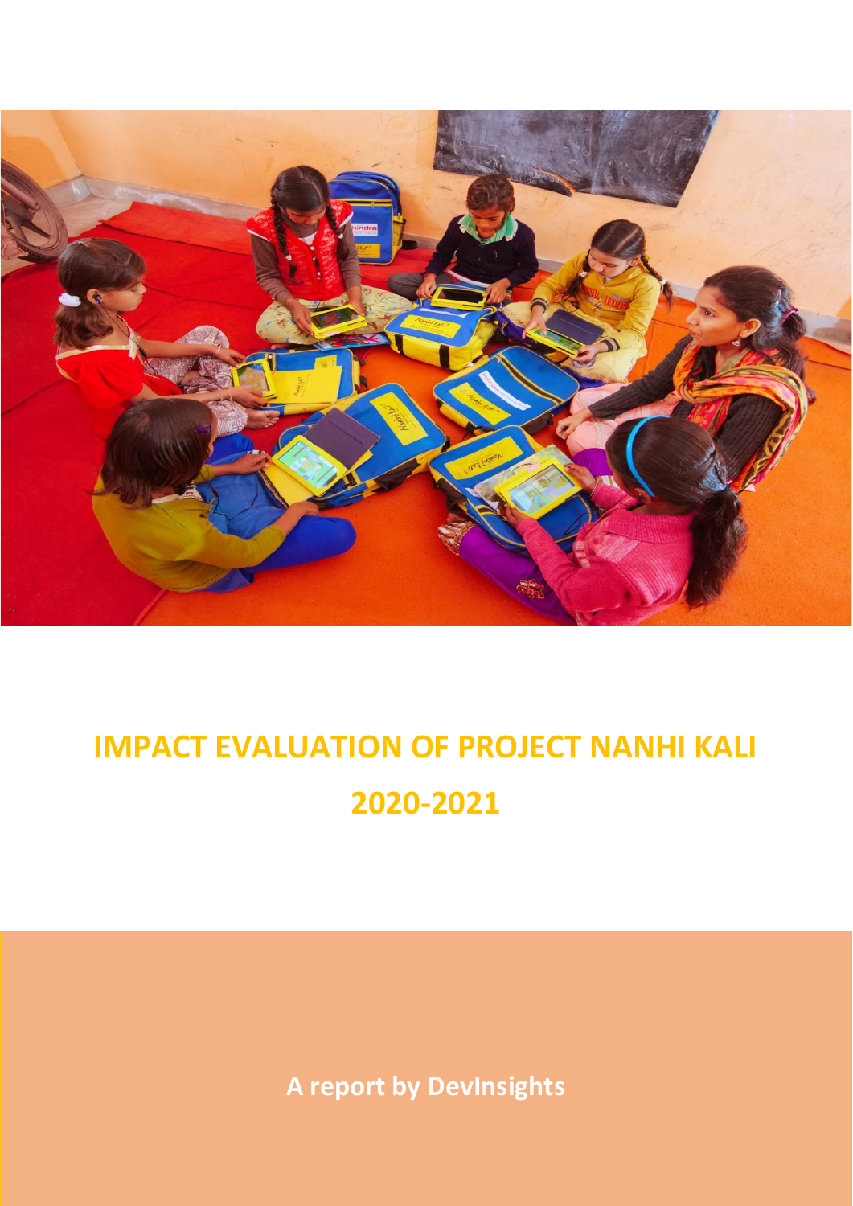# IMPACT EVALUATION OF PROJECT NANHI KALI

# 2020-2021

**A report by DevInsights**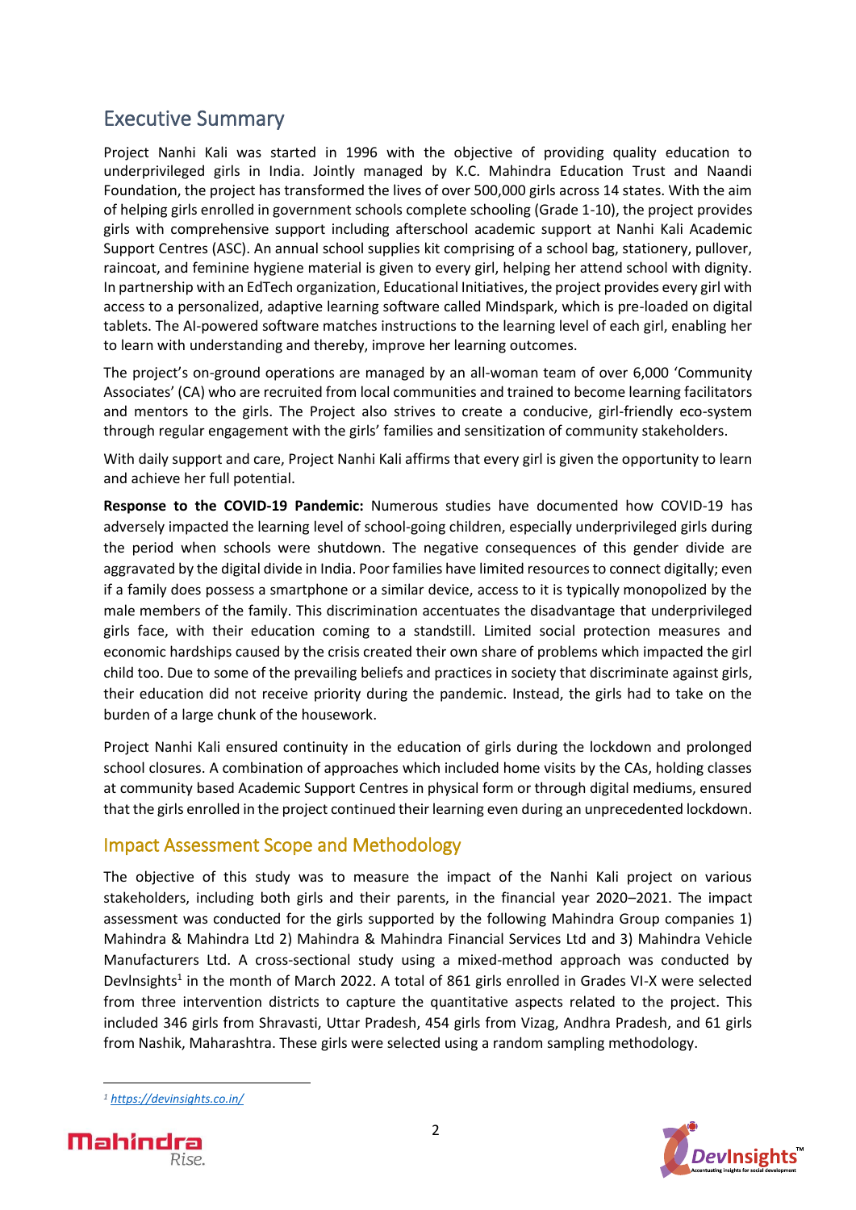## Executive Summary

Project Nanhi Kali was started in 1996 with the objective of providing quality education to underprivileged girls in India. Jointly managed by K.C. Mahindra Education Trust and Naandi Foundation, the project has transformed the lives of over 500,000 girls across 14 states. With the aim of helping girls enrolled in government schools complete schooling (Grade 1-10), the project provides girls with comprehensive support including afterschool academic support at Nanhi Kali Academic Support Centres (ASC). An annual school supplies kit comprising of a school bag, stationery, pullover, raincoat, and feminine hygiene material is given to every girl, helping her attend school with dignity. In partnership with an EdTech organization, Educational Initiatives, the project provides every girl with access to a personalized, adaptive learning software called Mindspark, which is pre-loaded on digital tablets. The AI-powered software matches instructions to the learning level of each girl, enabling her to learn with understanding and thereby, improve her learning outcomes.

The project's on-ground operations are managed by an all-woman team of over 6,000 'Community Associates' (CA) who are recruited from local communities and trained to become learning facilitators and mentors to the girls. The Project also strives to create a conducive, girl-friendly eco-system through regular engagement with the girls' families and sensitization of community stakeholders.

With daily support and care, Project Nanhi Kali affirms that every girl is given the opportunity to learn and achieve her full potential.

**Response to the COVID-19 Pandemic:** Numerous studies have documented how COVID-19 has adversely impacted the learning level of school-going children, especially underprivileged girls during the period when schools were shutdown. The negative consequences of this gender divide are aggravated by the digital divide in India. Poor families have limited resources to connect digitally; even if a family does possess a smartphone or a similar device, access to it is typically monopolized by the male members of the family. This discrimination accentuates the disadvantage that underprivileged girls face, with their education coming to a standstill. Limited social protection measures and economic hardships caused by the crisis created their own share of problems which impacted the girl child too. Due to some of the prevailing beliefs and practices in society that discriminate against girls, their education did not receive priority during the pandemic. Instead, the girls had to take on the burden of a large chunk of the housework.

Project Nanhi Kali ensured continuity in the education of girls during the lockdown and prolonged school closures. A combination of approaches which included home visits by the CAs, holding classes at community based Academic Support Centres in physical form or through digital mediums, ensured that the girls enrolled in the project continued their learning even during an unprecedented lockdown.

## Impact Assessment Scope and Methodology

The objective of this study was to measure the impact of the Nanhi Kali project on various stakeholders, including both girls and their parents, in the financial year 2020–2021. The impact assessment was conducted for the girls supported by the following Mahindra Group companies 1) Mahindra & Mahindra Ltd 2) Mahindra & Mahindra Financial Services Ltd and 3) Mahindra Vehicle Manufacturers Ltd. A cross-sectional study using a mixed-method approach was conducted by DevInsights[1] in the month of March 2022. A total of 861 girls enrolled in Grades VI-X were selected from three intervention districts to capture the quantitative aspects related to the project. This included 346 girls from Shravasti, Uttar Pradesh, 454 girls from Vizag, Andhra Pradesh, and 61 girls from Nashik, Maharashtra. These girls were selected using a random sampling methodology.

[1] https://devinsights.co.in/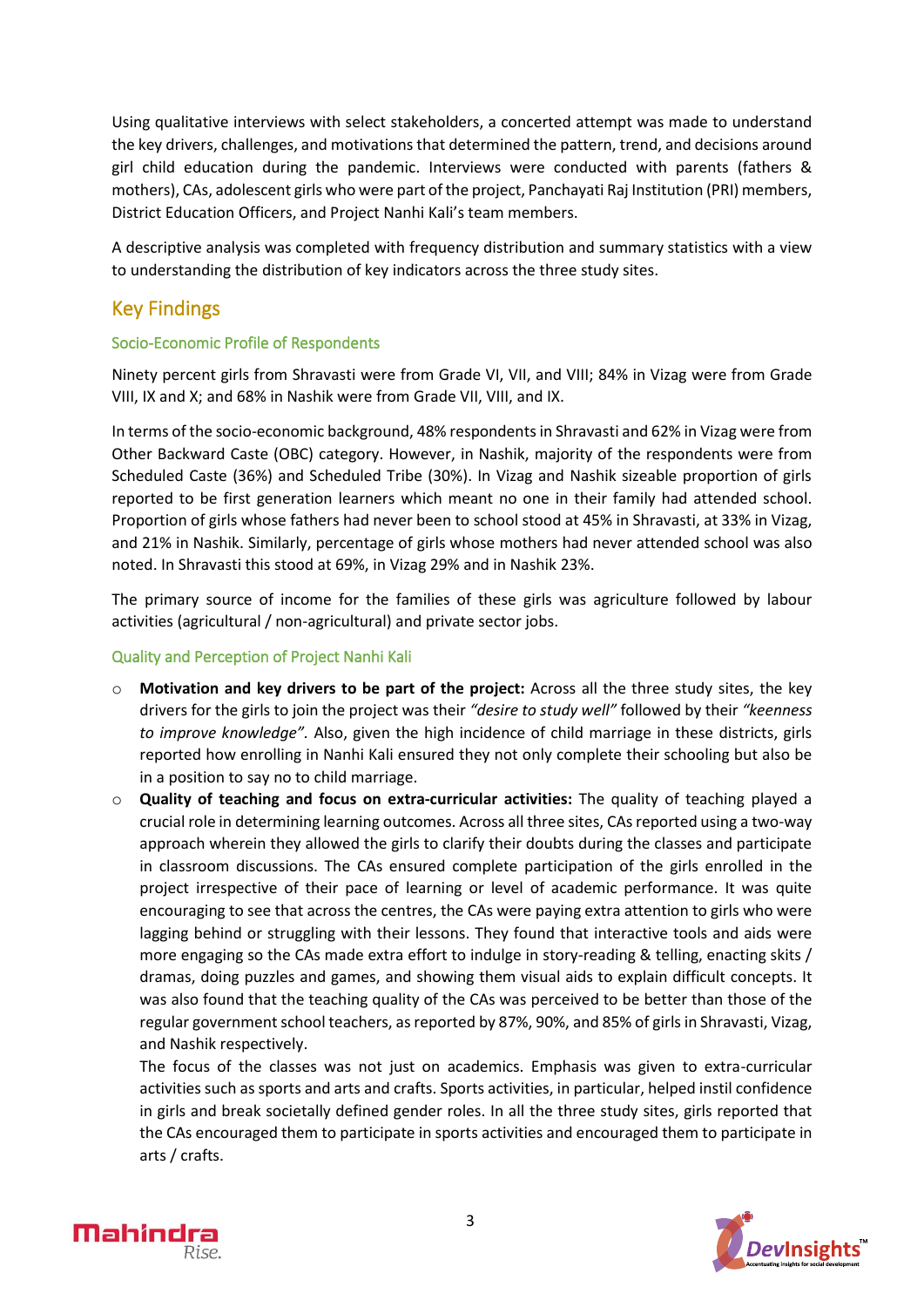Using qualitative interviews with select stakeholders, a concerted attempt was made to understand the key drivers, challenges, and motivations that determined the pattern, trend, and decisions around girl child education during the pandemic. Interviews were conducted with parents (fathers & mothers), CAs, adolescent girls who were part of the project, Panchayati Raj Institution (PRI) members, District Education Officers, and Project Nanhi Kali's team members.

A descriptive analysis was completed with frequency distribution and summary statistics with a view to understanding the distribution of key indicators across the three study sites.

## Key Findings

### Socio-Economic Profile of Respondents

Ninety percent girls from Shravasti were from Grade VI, VII, and VIII; 84% in Vizag were from Grade VIII, IX and X; and 68% in Nashik were from Grade VII, VIII, and IX.

In terms of the socio-economic background, 48% respondents in Shravasti and 62% in Vizag were from Other Backward Caste (OBC) category. However, in Nashik, majority of the respondents were from Scheduled Caste (36%) and Scheduled Tribe (30%). In Vizag and Nashik sizeable proportion of girls reported to be first generation learners which meant no one in their family had attended school. Proportion of girls whose fathers had never been to school stood at 45% in Shravasti, at 33% in Vizag, and 21% in Nashik. Similarly, percentage of girls whose mothers had never attended school was also noted. In Shravasti this stood at 69%, in Vizag 29% and in Nashik 23%.

The primary source of income for the families of these girls was agriculture followed by labour activities (agricultural / non-agricultural) and private sector jobs.

### Quality and Perception of Project Nanhi Kali

- **Motivation and key drivers to be part of the project:** Across all the three study sites, the key drivers for the girls to join the project was their *"desire to study well"* followed by their *"keenness to improve knowledge"*. Also, given the high incidence of child marriage in these districts, girls reported how enrolling in Nanhi Kali ensured they not only complete their schooling but also be in a position to say no to child marriage.
- **Quality of teaching and focus on extra-curricular activities:** The quality of teaching played a crucial role in determining learning outcomes. Across all three sites, CAs reported using a two-way approach wherein they allowed the girls to clarify their doubts during the classes and participate in classroom discussions. The CAs ensured complete participation of the girls enrolled in the project irrespective of their pace of learning or level of academic performance. It was quite encouraging to see that across the centres, the CAs were paying extra attention to girls who were lagging behind or struggling with their lessons. They found that interactive tools and aids were more engaging so the CAs made extra effort to indulge in story-reading & telling, enacting skits / dramas, doing puzzles and games, and showing them visual aids to explain difficult concepts. It was also found that the teaching quality of the CAs was perceived to be better than those of the regular government school teachers, as reported by 87%, 90%, and 85% of girls in Shravasti, Vizag, and Nashik respectively.

  The focus of the classes was not just on academics. Emphasis was given to extra-curricular activities such as sports and arts and crafts. Sports activities, in particular, helped instil confidence in girls and break societally defined gender roles. In all the three study sites, girls reported that the CAs encouraged them to participate in sports activities and encouraged them to participate in arts / crafts.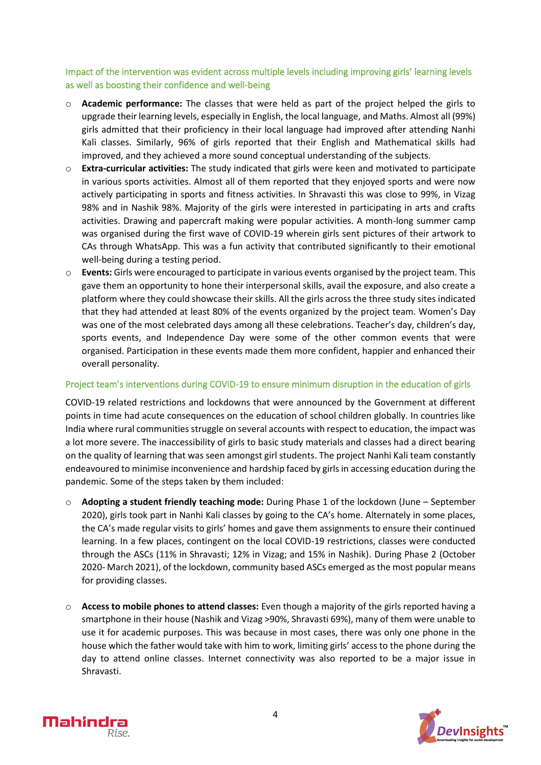### Impact of the intervention was evident across multiple levels including improving girls' learning levels as well as boosting their confidence and well-being

- **Academic performance:** The classes that were held as part of the project helped the girls to upgrade their learning levels, especially in English, the local language, and Maths. Almost all (99%) girls admitted that their proficiency in their local language had improved after attending Nanhi Kali classes. Similarly, 96% of girls reported that their English and Mathematical skills had improved, and they achieved a more sound conceptual understanding of the subjects.
- **Extra-curricular activities:** The study indicated that girls were keen and motivated to participate in various sports activities. Almost all of them reported that they enjoyed sports and were now actively participating in sports and fitness activities. In Shravasti this was close to 99%, in Vizag 98% and in Nashik 98%. Majority of the girls were interested in participating in arts and crafts activities. Drawing and papercraft making were popular activities. A month-long summer camp was organised during the first wave of COVID-19 wherein girls sent pictures of their artwork to CAs through WhatsApp. This was a fun activity that contributed significantly to their emotional well-being during a testing period.
- **Events:** Girls were encouraged to participate in various events organised by the project team. This gave them an opportunity to hone their interpersonal skills, avail the exposure, and also create a platform where they could showcase their skills. All the girls across the three study sites indicated that they had attended at least 80% of the events organized by the project team. Women's Day was one of the most celebrated days among all these celebrations. Teacher's day, children's day, sports events, and Independence Day were some of the other common events that were organised. Participation in these events made them more confident, happier and enhanced their overall personality.

### Project team's interventions during COVID-19 to ensure minimum disruption in the education of girls

COVID-19 related restrictions and lockdowns that were announced by the Government at different points in time had acute consequences on the education of school children globally. In countries like India where rural communities struggle on several accounts with respect to education, the impact was a lot more severe. The inaccessibility of girls to basic study materials and classes had a direct bearing on the quality of learning that was seen amongst girl students. The project Nanhi Kali team constantly endeavoured to minimise inconvenience and hardship faced by girls in accessing education during the pandemic. Some of the steps taken by them included:

- **Adopting a student friendly teaching mode:** During Phase 1 of the lockdown (June – September 2020), girls took part in Nanhi Kali classes by going to the CA's home. Alternately in some places, the CA's made regular visits to girls' homes and gave them assignments to ensure their continued learning. In a few places, contingent on the local COVID-19 restrictions, classes were conducted through the ASCs (11% in Shravasti; 12% in Vizag; and 15% in Nashik). During Phase 2 (October 2020- March 2021), of the lockdown, community based ASCs emerged as the most popular means for providing classes.

- **Access to mobile phones to attend classes:** Even though a majority of the girls reported having a smartphone in their house (Nashik and Vizag >90%, Shravasti 69%), many of them were unable to use it for academic purposes. This was because in most cases, there was only one phone in the house which the father would take with him to work, limiting girls' access to the phone during the day to attend online classes. Internet connectivity was also reported to be a major issue in Shravasti.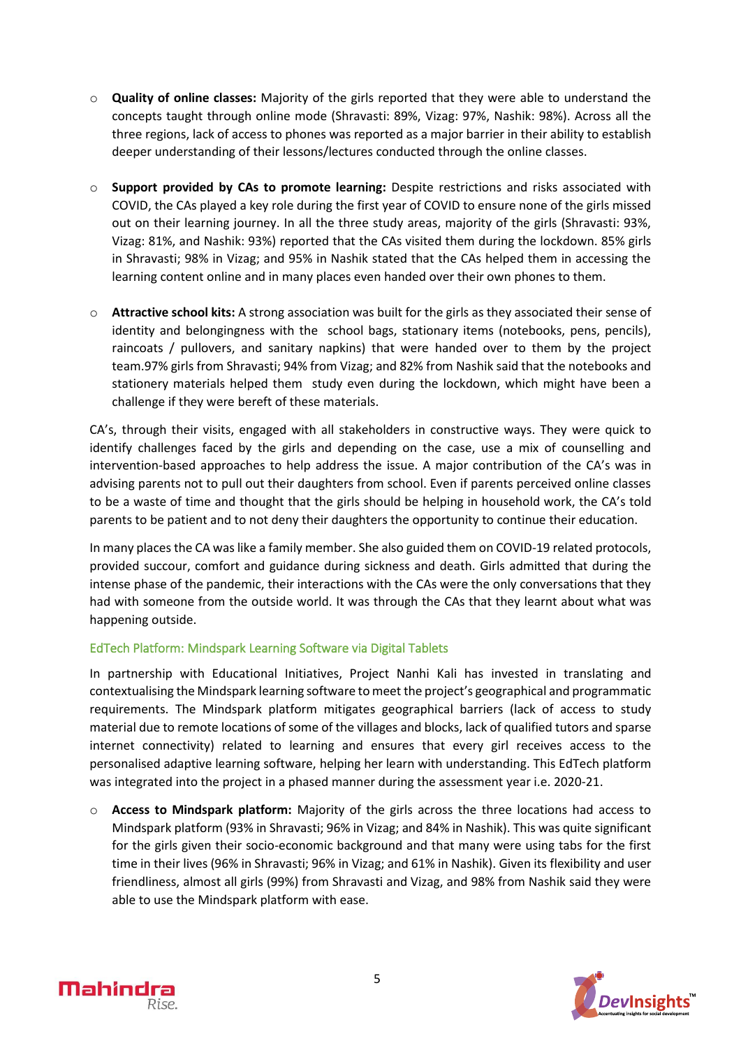- **Quality of online classes:** Majority of the girls reported that they were able to understand the concepts taught through online mode (Shravasti: 89%, Vizag: 97%, Nashik: 98%). Across all the three regions, lack of access to phones was reported as a major barrier in their ability to establish deeper understanding of their lessons/lectures conducted through the online classes.

- **Support provided by CAs to promote learning:** Despite restrictions and risks associated with COVID, the CAs played a key role during the first year of COVID to ensure none of the girls missed out on their learning journey. In all the three study areas, majority of the girls (Shravasti: 93%, Vizag: 81%, and Nashik: 93%) reported that the CAs visited them during the lockdown. 85% girls in Shravasti; 98% in Vizag; and 95% in Nashik stated that the CAs helped them in accessing the learning content online and in many places even handed over their own phones to them.

- **Attractive school kits:** A strong association was built for the girls as they associated their sense of identity and belongingness with the school bags, stationary items (notebooks, pens, pencils), raincoats / pullovers, and sanitary napkins) that were handed over to them by the project team.97% girls from Shravasti; 94% from Vizag; and 82% from Nashik said that the notebooks and stationery materials helped them study even during the lockdown, which might have been a challenge if they were bereft of these materials.

CA's, through their visits, engaged with all stakeholders in constructive ways. They were quick to identify challenges faced by the girls and depending on the case, use a mix of counselling and intervention-based approaches to help address the issue. A major contribution of the CA's was in advising parents not to pull out their daughters from school. Even if parents perceived online classes to be a waste of time and thought that the girls should be helping in household work, the CA's told parents to be patient and to not deny their daughters the opportunity to continue their education.

In many places the CA was like a family member. She also guided them on COVID-19 related protocols, provided succour, comfort and guidance during sickness and death. Girls admitted that during the intense phase of the pandemic, their interactions with the CAs were the only conversations that they had with someone from the outside world. It was through the CAs that they learnt about what was happening outside.

### EdTech Platform: Mindspark Learning Software via Digital Tablets

In partnership with Educational Initiatives, Project Nanhi Kali has invested in translating and contextualising the Mindspark learning software to meet the project's geographical and programmatic requirements. The Mindspark platform mitigates geographical barriers (lack of access to study material due to remote locations of some of the villages and blocks, lack of qualified tutors and sparse internet connectivity) related to learning and ensures that every girl receives access to the personalised adaptive learning software, helping her learn with understanding. This EdTech platform was integrated into the project in a phased manner during the assessment year i.e. 2020-21.

- **Access to Mindspark platform:** Majority of the girls across the three locations had access to Mindspark platform (93% in Shravasti; 96% in Vizag; and 84% in Nashik). This was quite significant for the girls given their socio-economic background and that many were using tabs for the first time in their lives (96% in Shravasti; 96% in Vizag; and 61% in Nashik). Given its flexibility and user friendliness, almost all girls (99%) from Shravasti and Vizag, and 98% from Nashik said they were able to use the Mindspark platform with ease.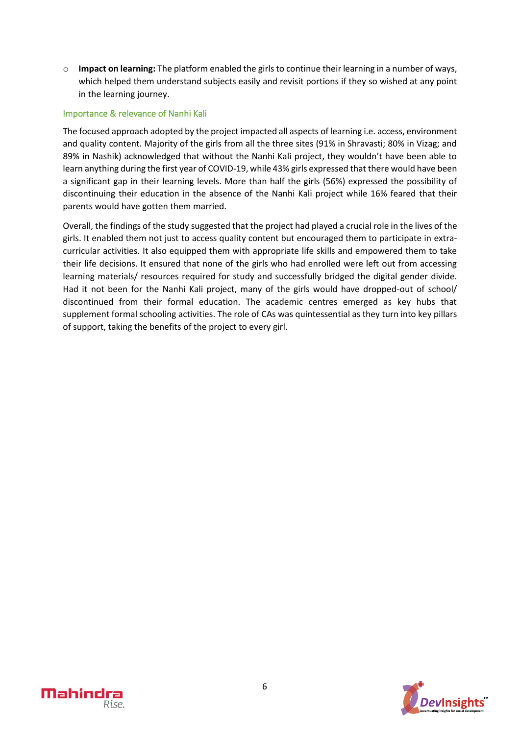- **Impact on learning:** The platform enabled the girls to continue their learning in a number of ways, which helped them understand subjects easily and revisit portions if they so wished at any point in the learning journey.

### Importance & relevance of Nanhi Kali

The focused approach adopted by the project impacted all aspects of learning i.e. access, environment and quality content. Majority of the girls from all the three sites (91% in Shravasti; 80% in Vizag; and 89% in Nashik) acknowledged that without the Nanhi Kali project, they wouldn't have been able to learn anything during the first year of COVID-19, while 43% girls expressed that there would have been a significant gap in their learning levels. More than half the girls (56%) expressed the possibility of discontinuing their education in the absence of the Nanhi Kali project while 16% feared that their parents would have gotten them married.

Overall, the findings of the study suggested that the project had played a crucial role in the lives of the girls. It enabled them not just to access quality content but encouraged them to participate in extra-curricular activities. It also equipped them with appropriate life skills and empowered them to take their life decisions. It ensured that none of the girls who had enrolled were left out from accessing learning materials/ resources required for study and successfully bridged the digital gender divide. Had it not been for the Nanhi Kali project, many of the girls would have dropped-out of school/ discontinued from their formal education. The academic centres emerged as key hubs that supplement formal schooling activities. The role of CAs was quintessential as they turn into key pillars of support, taking the benefits of the project to every girl.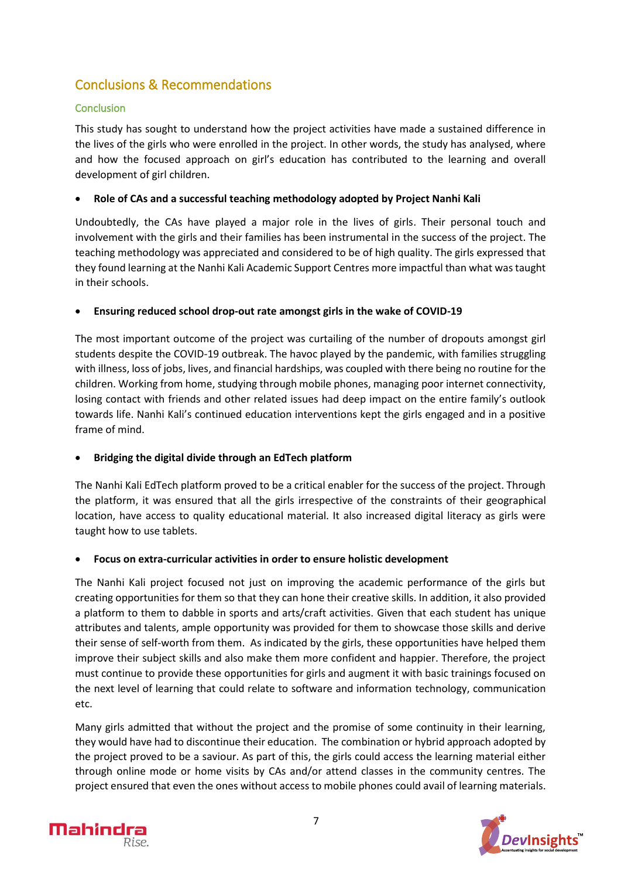## Conclusions & Recommendations

### Conclusion

This study has sought to understand how the project activities have made a sustained difference in the lives of the girls who were enrolled in the project. In other words, the study has analysed, where and how the focused approach on girl's education has contributed to the learning and overall development of girl children.

- **Role of CAs and a successful teaching methodology adopted by Project Nanhi Kali**

Undoubtedly, the CAs have played a major role in the lives of girls. Their personal touch and involvement with the girls and their families has been instrumental in the success of the project. The teaching methodology was appreciated and considered to be of high quality. The girls expressed that they found learning at the Nanhi Kali Academic Support Centres more impactful than what was taught in their schools.

- **Ensuring reduced school drop-out rate amongst girls in the wake of COVID-19**

The most important outcome of the project was curtailing of the number of dropouts amongst girl students despite the COVID-19 outbreak. The havoc played by the pandemic, with families struggling with illness, loss of jobs, lives, and financial hardships, was coupled with there being no routine for the children. Working from home, studying through mobile phones, managing poor internet connectivity, losing contact with friends and other related issues had deep impact on the entire family's outlook towards life. Nanhi Kali's continued education interventions kept the girls engaged and in a positive frame of mind.

- **Bridging the digital divide through an EdTech platform**

The Nanhi Kali EdTech platform proved to be a critical enabler for the success of the project. Through the platform, it was ensured that all the girls irrespective of the constraints of their geographical location, have access to quality educational material. It also increased digital literacy as girls were taught how to use tablets.

- **Focus on extra-curricular activities in order to ensure holistic development**

The Nanhi Kali project focused not just on improving the academic performance of the girls but creating opportunities for them so that they can hone their creative skills. In addition, it also provided a platform to them to dabble in sports and arts/craft activities. Given that each student has unique attributes and talents, ample opportunity was provided for them to showcase those skills and derive their sense of self-worth from them. As indicated by the girls, these opportunities have helped them improve their subject skills and also make them more confident and happier. Therefore, the project must continue to provide these opportunities for girls and augment it with basic trainings focused on the next level of learning that could relate to software and information technology, communication etc.

Many girls admitted that without the project and the promise of some continuity in their learning, they would have had to discontinue their education. The combination or hybrid approach adopted by the project proved to be a saviour. As part of this, the girls could access the learning material either through online mode or home visits by CAs and/or attend classes in the community centres. The project ensured that even the ones without access to mobile phones could avail of learning materials.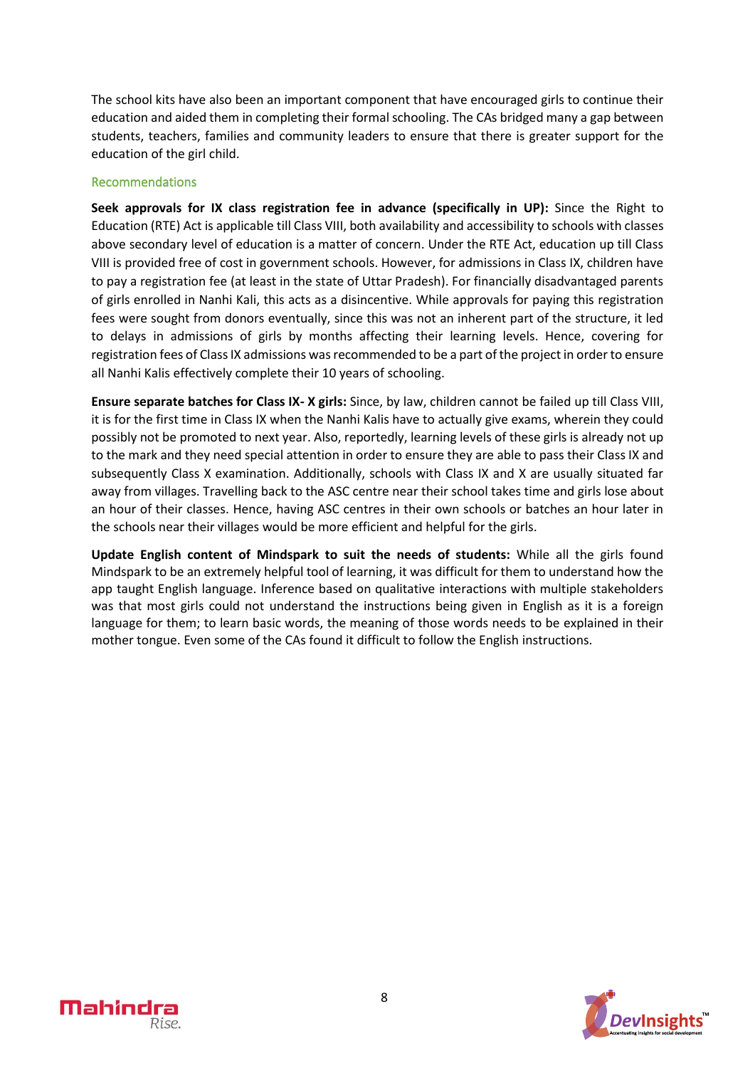The school kits have also been an important component that have encouraged girls to continue their education and aided them in completing their formal schooling. The CAs bridged many a gap between students, teachers, families and community leaders to ensure that there is greater support for the education of the girl child.

### Recommendations

**Seek approvals for IX class registration fee in advance (specifically in UP):** Since the Right to Education (RTE) Act is applicable till Class VIII, both availability and accessibility to schools with classes above secondary level of education is a matter of concern. Under the RTE Act, education up till Class VIII is provided free of cost in government schools. However, for admissions in Class IX, children have to pay a registration fee (at least in the state of Uttar Pradesh). For financially disadvantaged parents of girls enrolled in Nanhi Kali, this acts as a disincentive. While approvals for paying this registration fees were sought from donors eventually, since this was not an inherent part of the structure, it led to delays in admissions of girls by months affecting their learning levels. Hence, covering for registration fees of Class IX admissions was recommended to be a part of the project in order to ensure all Nanhi Kalis effectively complete their 10 years of schooling.

**Ensure separate batches for Class IX- X girls:** Since, by law, children cannot be failed up till Class VIII, it is for the first time in Class IX when the Nanhi Kalis have to actually give exams, wherein they could possibly not be promoted to next year. Also, reportedly, learning levels of these girls is already not up to the mark and they need special attention in order to ensure they are able to pass their Class IX and subsequently Class X examination. Additionally, schools with Class IX and X are usually situated far away from villages. Travelling back to the ASC centre near their school takes time and girls lose about an hour of their classes. Hence, having ASC centres in their own schools or batches an hour later in the schools near their villages would be more efficient and helpful for the girls.

**Update English content of Mindspark to suit the needs of students:** While all the girls found Mindspark to be an extremely helpful tool of learning, it was difficult for them to understand how the app taught English language. Inference based on qualitative interactions with multiple stakeholders was that most girls could not understand the instructions being given in English as it is a foreign language for them; to learn basic words, the meaning of those words needs to be explained in their mother tongue. Even some of the CAs found it difficult to follow the English instructions.